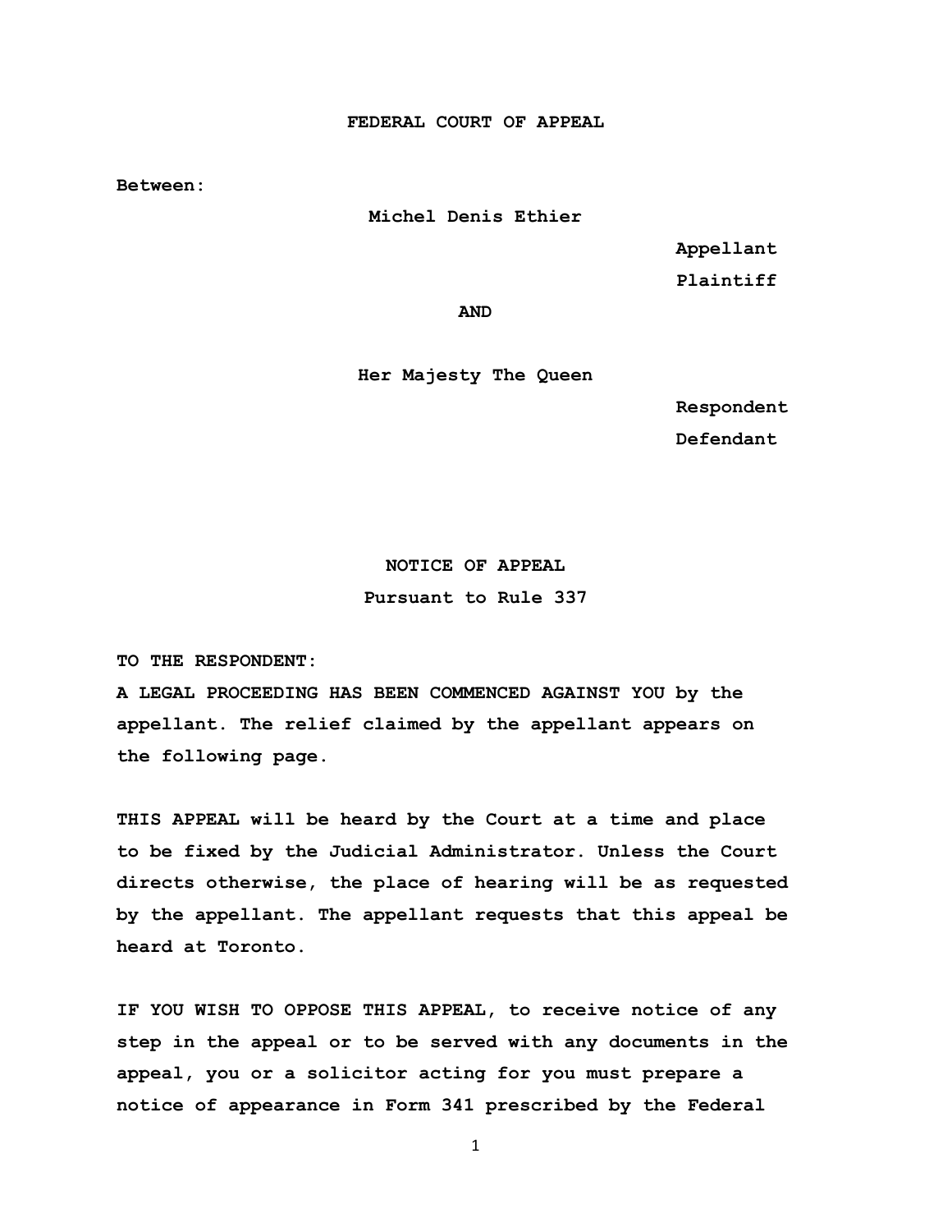**FEDERAL COURT OF APPEAL**

**Between:**

**Michel Denis Ethier**

**Appellant**

**Plaintiff**

**AND**

**Her Majesty The Queen**

**Respondent**

**Defendant**

## NOTICE OF APPEAL

### Pursuant to Rule 337

**TO THE RESPONDENT:**

**A LEGAL PROCEEDING HAS BEEN COMMENCED AGAINST YOU by the appellant. The relief claimed by the appellant appears on the following page.**

**THIS APPEAL will be heard by the Court at a time and place to be fixed by the Judicial Administrator. Unless the Court directs otherwise, the place of hearing will be as requested by the appellant. The appellant requests that this appeal be heard at Toronto.**

**IF YOU WISH TO OPPOSE THIS APPEAL, to receive notice of any step in the appeal or to be served with any documents in the appeal, you or a solicitor acting for you must prepare a notice of appearance in Form 341 prescribed by the Federal**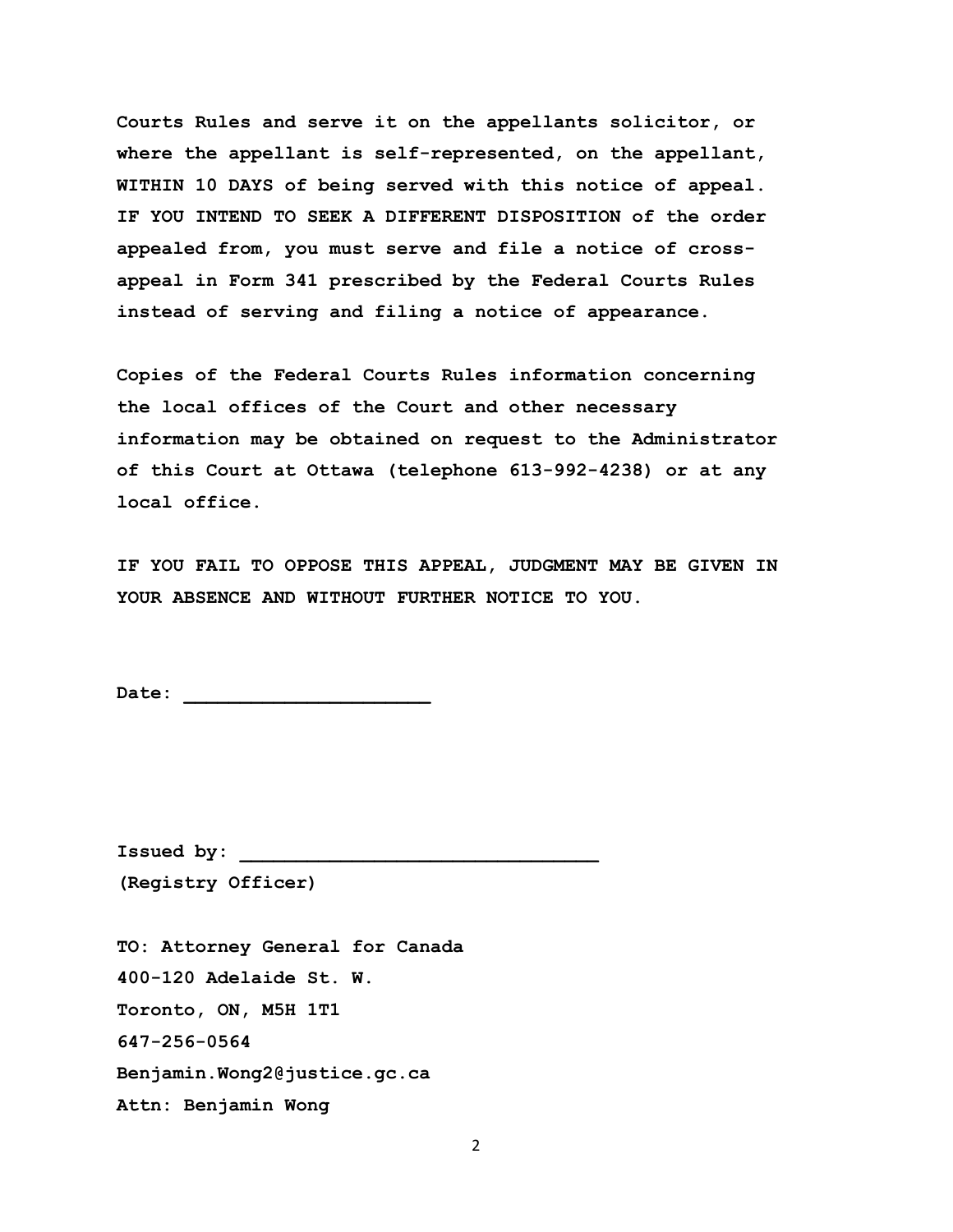**Courts Rules and serve it on the appellants solicitor, or where the appellant is self-represented, on the appellant, WITHIN 10 DAYS of being served with this notice of appeal. IF YOU INTEND TO SEEK A DIFFERENT DISPOSITION of the order appealed from, you must serve and file a notice of cross-appeal in Form 341 prescribed by the Federal Courts Rules instead of serving and filing a notice of appearance.**

**Copies of the Federal Courts Rules information concerning the local offices of the Court and other necessary information may be obtained on request to the Administrator of this Court at Ottawa (telephone 613-992-4238) or at any local office.**

**IF YOU FAIL TO OPPOSE THIS APPEAL, JUDGMENT MAY BE GIVEN IN YOUR ABSENCE AND WITHOUT FURTHER NOTICE TO YOU.**

**Date: ______________________**

**Issued by: ________________________________**
**(Registry Officer)**

**TO: Attorney General for Canada**
**400-120 Adelaide St. W.**
**Toronto, ON, M5H 1T1**
**647-256-0564**
**Benjamin.Wong2@justice.gc.ca**
**Attn: Benjamin Wong**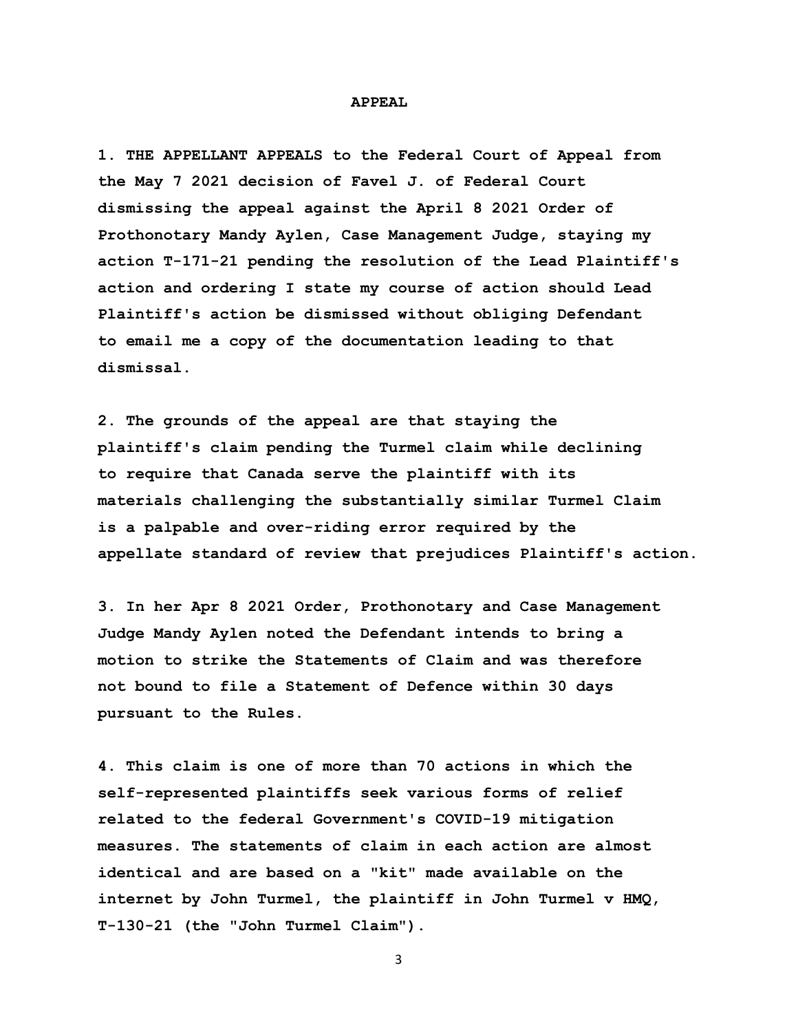# APPEAL

**1. THE APPELLANT APPEALS to the Federal Court of Appeal from the May 7 2021 decision of Favel J. of Federal Court dismissing the appeal against the April 8 2021 Order of Prothonotary Mandy Aylen, Case Management Judge, staying my action T-171-21 pending the resolution of the Lead Plaintiff's action and ordering I state my course of action should Lead Plaintiff's action be dismissed without obliging Defendant to email me a copy of the documentation leading to that dismissal.**

**2. The grounds of the appeal are that staying the plaintiff's claim pending the Turmel claim while declining to require that Canada serve the plaintiff with its materials challenging the substantially similar Turmel Claim is a palpable and over-riding error required by the appellate standard of review that prejudices Plaintiff's action.**

**3. In her Apr 8 2021 Order, Prothonotary and Case Management Judge Mandy Aylen noted the Defendant intends to bring a motion to strike the Statements of Claim and was therefore not bound to file a Statement of Defence within 30 days pursuant to the Rules.**

**4. This claim is one of more than 70 actions in which the self-represented plaintiffs seek various forms of relief related to the federal Government's COVID-19 mitigation measures. The statements of claim in each action are almost identical and are based on a "kit" made available on the internet by John Turmel, the plaintiff in John Turmel v HMQ, T-130-21 (the "John Turmel Claim").**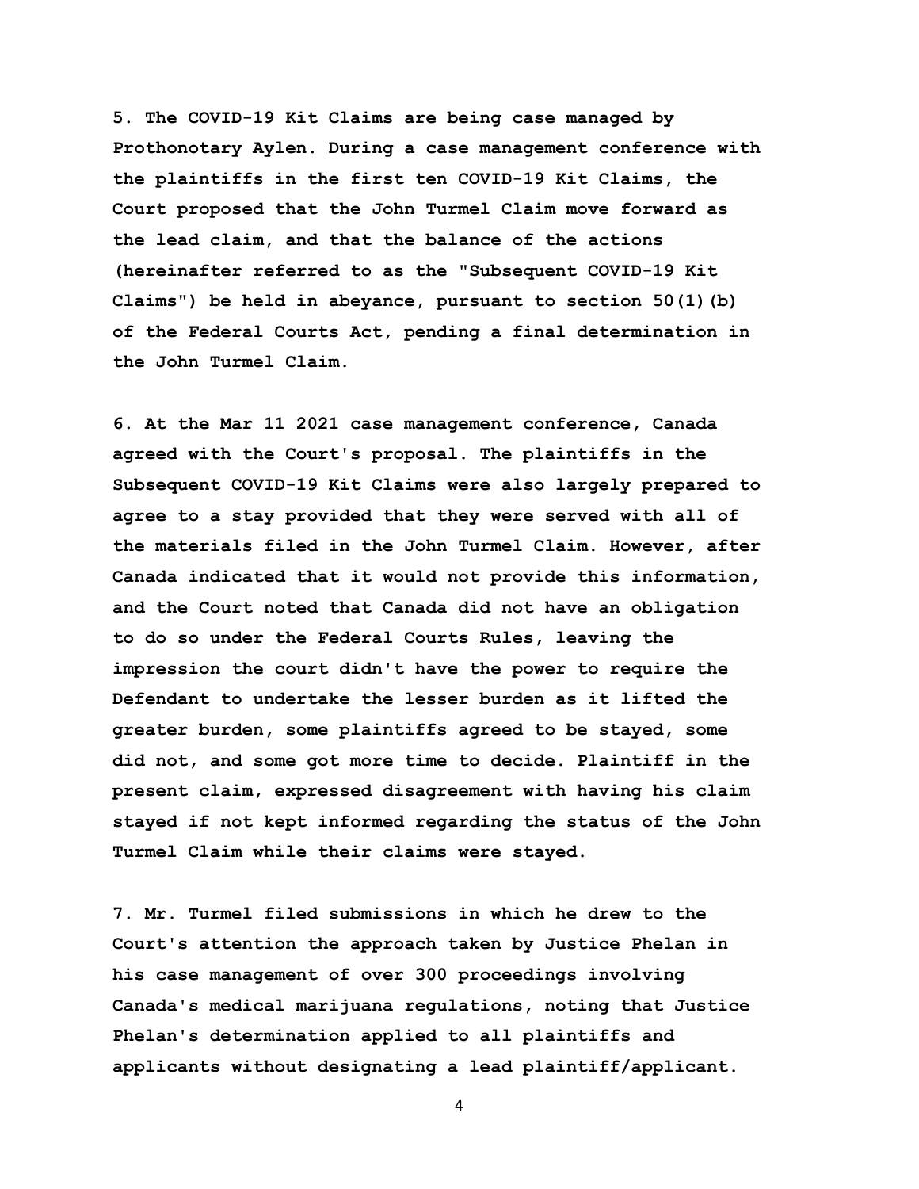5. The COVID-19 Kit Claims are being case managed by Prothonotary Aylen. During a case management conference with the plaintiffs in the first ten COVID-19 Kit Claims, the Court proposed that the John Turmel Claim move forward as the lead claim, and that the balance of the actions (hereinafter referred to as the "Subsequent COVID-19 Kit Claims") be held in abeyance, pursuant to section 50(1)(b) of the Federal Courts Act, pending a final determination in the John Turmel Claim.

6. At the Mar 11 2021 case management conference, Canada agreed with the Court's proposal. The plaintiffs in the Subsequent COVID-19 Kit Claims were also largely prepared to agree to a stay provided that they were served with all of the materials filed in the John Turmel Claim. However, after Canada indicated that it would not provide this information, and the Court noted that Canada did not have an obligation to do so under the Federal Courts Rules, leaving the impression the court didn't have the power to require the Defendant to undertake the lesser burden as it lifted the greater burden, some plaintiffs agreed to be stayed, some did not, and some got more time to decide. Plaintiff in the present claim, expressed disagreement with having his claim stayed if not kept informed regarding the status of the John Turmel Claim while their claims were stayed.

7. Mr. Turmel filed submissions in which he drew to the Court's attention the approach taken by Justice Phelan in his case management of over 300 proceedings involving Canada's medical marijuana regulations, noting that Justice Phelan's determination applied to all plaintiffs and applicants without designating a lead plaintiff/applicant.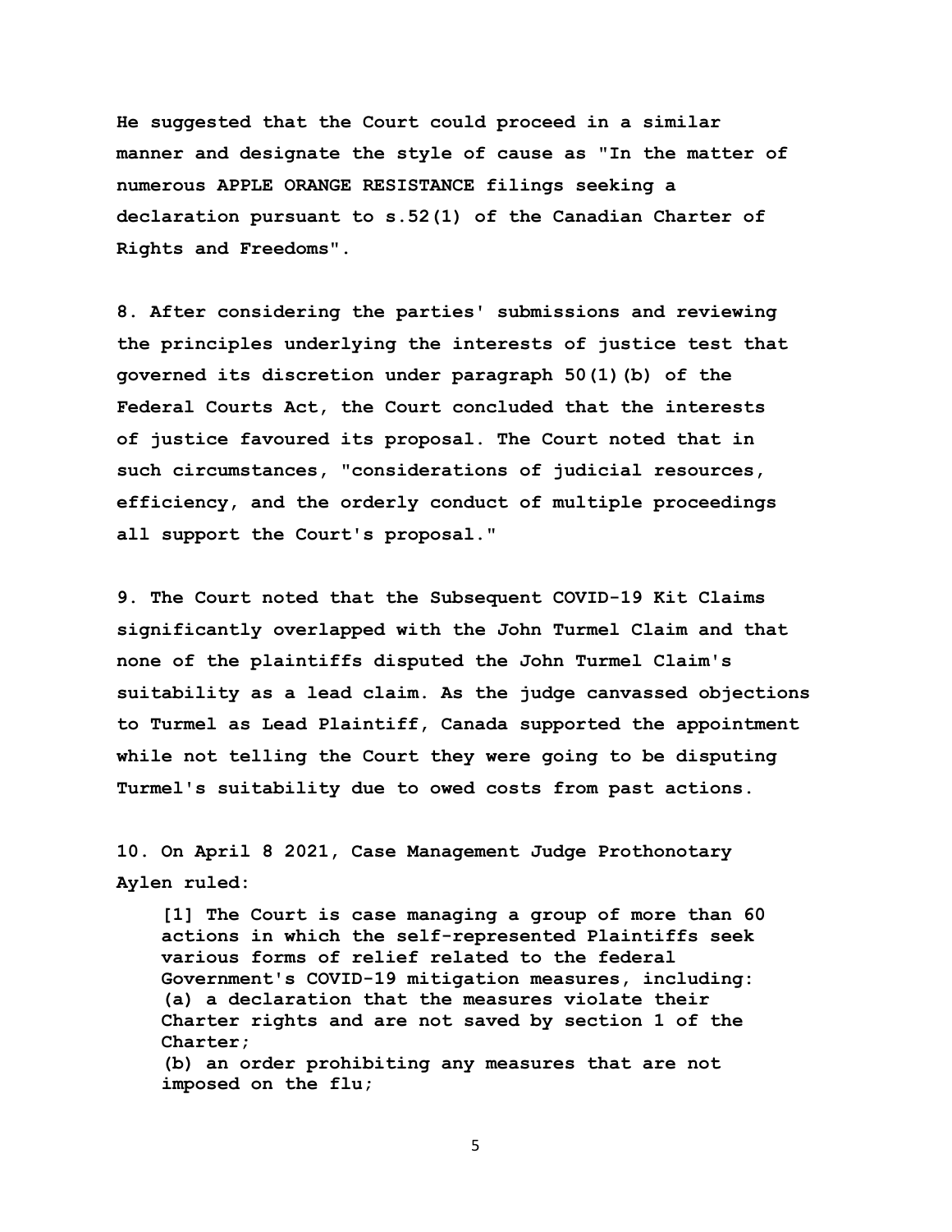**He suggested that the Court could proceed in a similar manner and designate the style of cause as "In the matter of numerous APPLE ORANGE RESISTANCE filings seeking a declaration pursuant to s.52(1) of the Canadian Charter of Rights and Freedoms".**

**8. After considering the parties' submissions and reviewing the principles underlying the interests of justice test that governed its discretion under paragraph 50(1)(b) of the Federal Courts Act, the Court concluded that the interests of justice favoured its proposal. The Court noted that in such circumstances, "considerations of judicial resources, efficiency, and the orderly conduct of multiple proceedings all support the Court's proposal."**

**9. The Court noted that the Subsequent COVID-19 Kit Claims significantly overlapped with the John Turmel Claim and that none of the plaintiffs disputed the John Turmel Claim's suitability as a lead claim. As the judge canvassed objections to Turmel as Lead Plaintiff, Canada supported the appointment while not telling the Court they were going to be disputing Turmel's suitability due to owed costs from past actions.**

**10. On April 8 2021, Case Management Judge Prothonotary Aylen ruled:**

> **[1] The Court is case managing a group of more than 60 actions in which the self-represented Plaintiffs seek various forms of relief related to the federal Government's COVID-19 mitigation measures, including:**
> **(a) a declaration that the measures violate their Charter rights and are not saved by section 1 of the Charter;**
> **(b) an order prohibiting any measures that are not imposed on the flu;**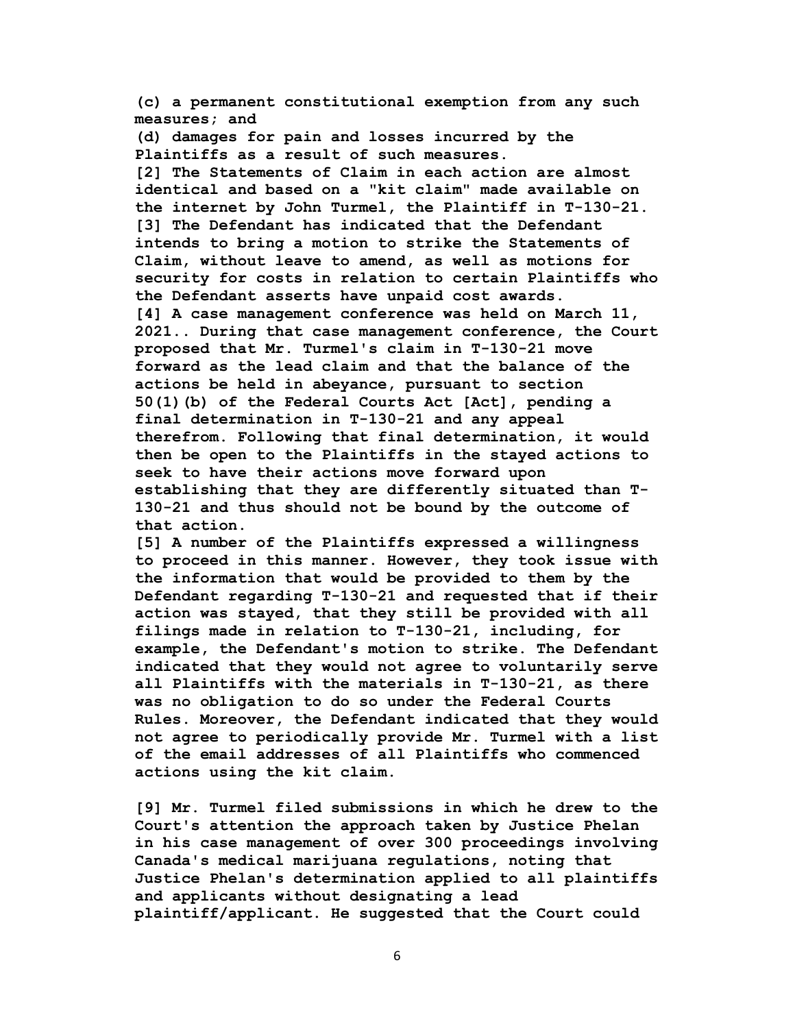**(c) a permanent constitutional exemption from any such measures; and**
**(d) damages for pain and losses incurred by the Plaintiffs as a result of such measures.**
**[2] The Statements of Claim in each action are almost identical and based on a "kit claim" made available on the internet by John Turmel, the Plaintiff in T-130-21.**
**[3] The Defendant has indicated that the Defendant intends to bring a motion to strike the Statements of Claim, without leave to amend, as well as motions for security for costs in relation to certain Plaintiffs who the Defendant asserts have unpaid cost awards.**
**[4] A case management conference was held on March 11, 2021.. During that case management conference, the Court proposed that Mr. Turmel's claim in T-130-21 move forward as the lead claim and that the balance of the actions be held in abeyance, pursuant to section 50(1)(b) of the Federal Courts Act [Act], pending a final determination in T-130-21 and any appeal therefrom. Following that final determination, it would then be open to the Plaintiffs in the stayed actions to seek to have their actions move forward upon establishing that they are differently situated than T-130-21 and thus should not be bound by the outcome of that action.**
**[5] A number of the Plaintiffs expressed a willingness to proceed in this manner. However, they took issue with the information that would be provided to them by the Defendant regarding T-130-21 and requested that if their action was stayed, that they still be provided with all filings made in relation to T-130-21, including, for example, the Defendant's motion to strike. The Defendant indicated that they would not agree to voluntarily serve all Plaintiffs with the materials in T-130-21, as there was no obligation to do so under the Federal Courts Rules. Moreover, the Defendant indicated that they would not agree to periodically provide Mr. Turmel with a list of the email addresses of all Plaintiffs who commenced actions using the kit claim.**

**[9] Mr. Turmel filed submissions in which he drew to the Court's attention the approach taken by Justice Phelan in his case management of over 300 proceedings involving Canada's medical marijuana regulations, noting that Justice Phelan's determination applied to all plaintiffs and applicants without designating a lead plaintiff/applicant. He suggested that the Court could**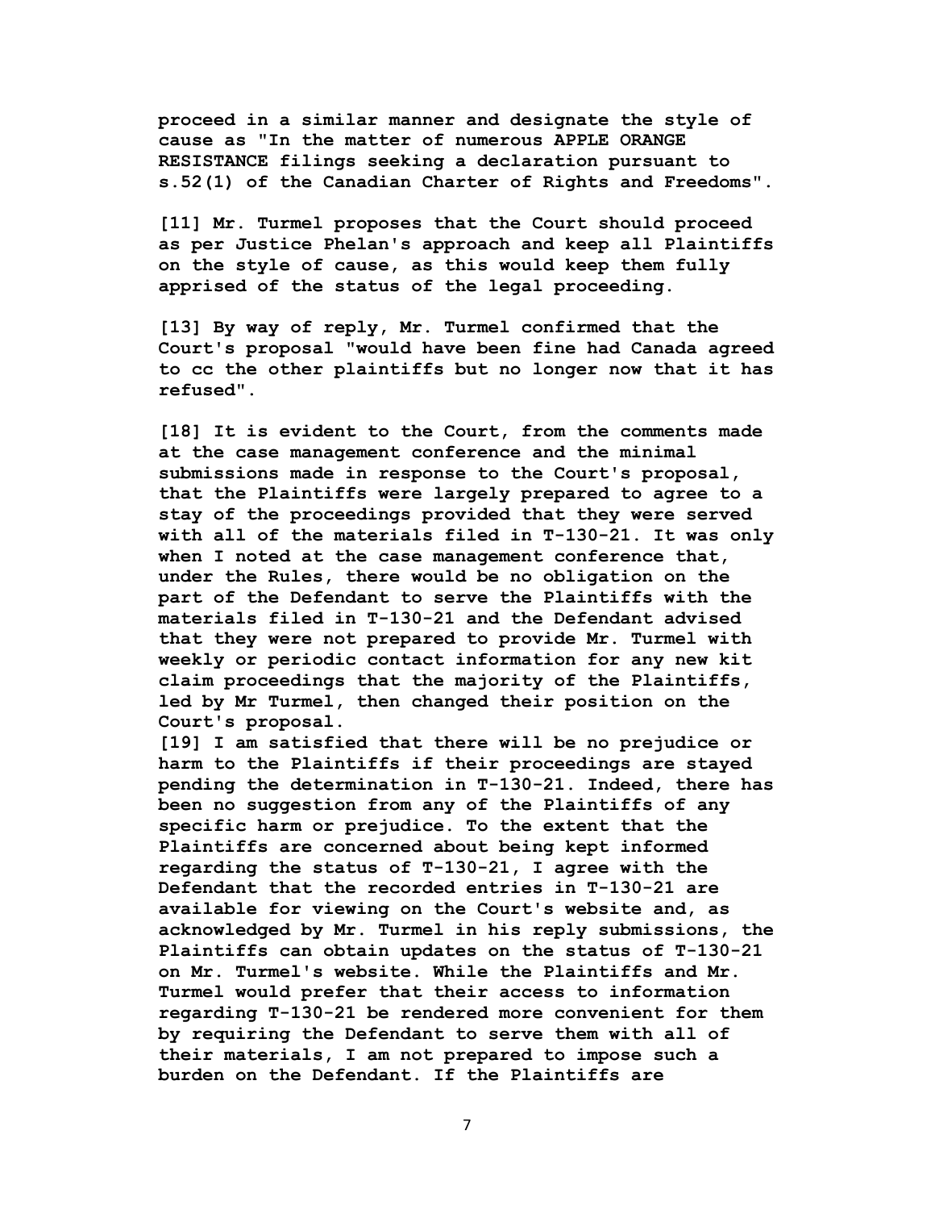**proceed in a similar manner and designate the style of cause as "In the matter of numerous APPLE ORANGE RESISTANCE filings seeking a declaration pursuant to s.52(1) of the Canadian Charter of Rights and Freedoms".**

**[11] Mr. Turmel proposes that the Court should proceed as per Justice Phelan's approach and keep all Plaintiffs on the style of cause, as this would keep them fully apprised of the status of the legal proceeding.**

**[13] By way of reply, Mr. Turmel confirmed that the Court's proposal "would have been fine had Canada agreed to cc the other plaintiffs but no longer now that it has refused".**

**[18] It is evident to the Court, from the comments made at the case management conference and the minimal submissions made in response to the Court's proposal, that the Plaintiffs were largely prepared to agree to a stay of the proceedings provided that they were served with all of the materials filed in T-130-21. It was only when I noted at the case management conference that, under the Rules, there would be no obligation on the part of the Defendant to serve the Plaintiffs with the materials filed in T-130-21 and the Defendant advised that they were not prepared to provide Mr. Turmel with weekly or periodic contact information for any new kit claim proceedings that the majority of the Plaintiffs, led by Mr Turmel, then changed their position on the Court's proposal.**

**[19] I am satisfied that there will be no prejudice or harm to the Plaintiffs if their proceedings are stayed pending the determination in T-130-21. Indeed, there has been no suggestion from any of the Plaintiffs of any specific harm or prejudice. To the extent that the Plaintiffs are concerned about being kept informed regarding the status of T-130-21, I agree with the Defendant that the recorded entries in T-130-21 are available for viewing on the Court's website and, as acknowledged by Mr. Turmel in his reply submissions, the Plaintiffs can obtain updates on the status of T-130-21 on Mr. Turmel's website. While the Plaintiffs and Mr. Turmel would prefer that their access to information regarding T-130-21 be rendered more convenient for them by requiring the Defendant to serve them with all of their materials, I am not prepared to impose such a burden on the Defendant. If the Plaintiffs are**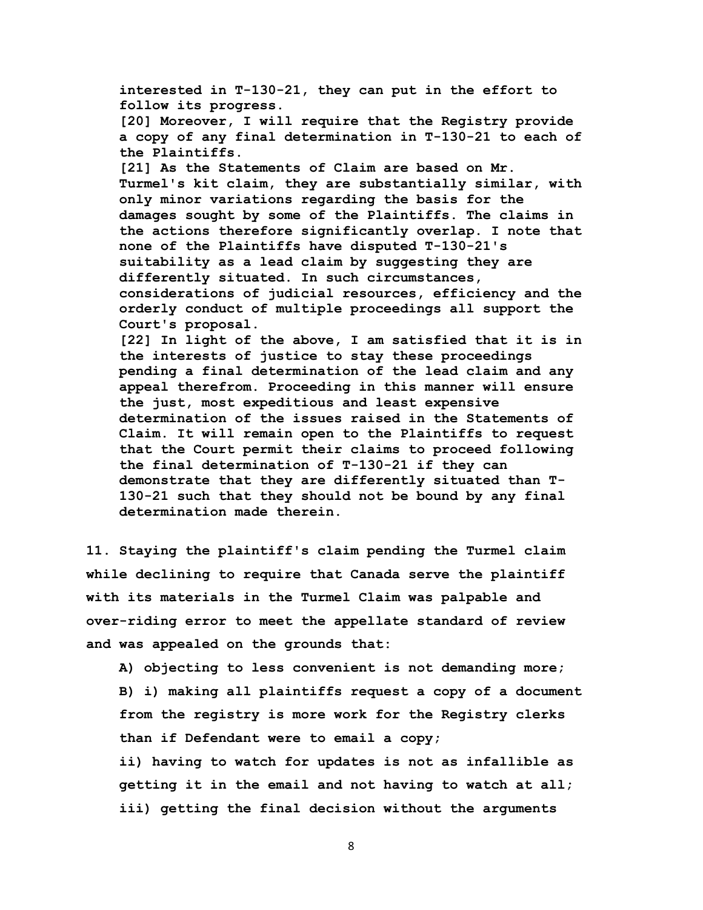**interested in T-130-21, they can put in the effort to follow its progress.**

**[20] Moreover, I will require that the Registry provide a copy of any final determination in T-130-21 to each of the Plaintiffs.**

**[21] As the Statements of Claim are based on Mr. Turmel's kit claim, they are substantially similar, with only minor variations regarding the basis for the damages sought by some of the Plaintiffs. The claims in the actions therefore significantly overlap. I note that none of the Plaintiffs have disputed T-130-21's suitability as a lead claim by suggesting they are differently situated. In such circumstances, considerations of judicial resources, efficiency and the orderly conduct of multiple proceedings all support the Court's proposal.**

**[22] In light of the above, I am satisfied that it is in the interests of justice to stay these proceedings pending a final determination of the lead claim and any appeal therefrom. Proceeding in this manner will ensure the just, most expeditious and least expensive determination of the issues raised in the Statements of Claim. It will remain open to the Plaintiffs to request that the Court permit their claims to proceed following the final determination of T-130-21 if they can demonstrate that they are differently situated than T-130-21 such that they should not be bound by any final determination made therein.**

**11. Staying the plaintiff's claim pending the Turmel claim while declining to require that Canada serve the plaintiff with its materials in the Turmel Claim was palpable and over-riding error to meet the appellate standard of review and was appealed on the grounds that:**

**A) objecting to less convenient is not demanding more;**

**B) i) making all plaintiffs request a copy of a document from the registry is more work for the Registry clerks than if Defendant were to email a copy;**

**ii) having to watch for updates is not as infallible as getting it in the email and not having to watch at all;**

**iii) getting the final decision without the arguments**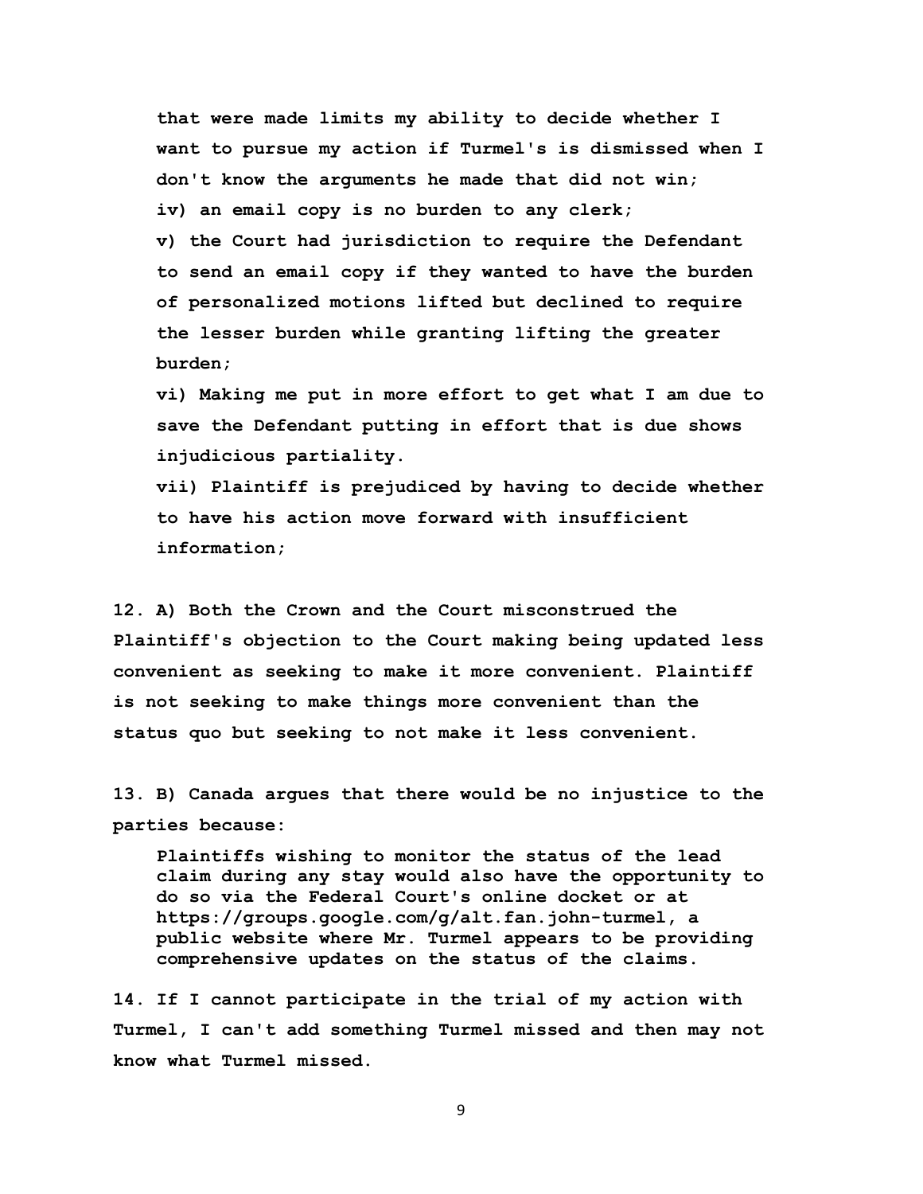**that were made limits my ability to decide whether I want to pursue my action if Turmel's is dismissed when I don't know the arguments he made that did not win;**

**iv) an email copy is no burden to any clerk;**

**v) the Court had jurisdiction to require the Defendant to send an email copy if they wanted to have the burden of personalized motions lifted but declined to require the lesser burden while granting lifting the greater burden;**

**vi) Making me put in more effort to get what I am due to save the Defendant putting in effort that is due shows injudicious partiality.**

**vii) Plaintiff is prejudiced by having to decide whether to have his action move forward with insufficient information;**

**12. A) Both the Crown and the Court misconstrued the Plaintiff's objection to the Court making being updated less convenient as seeking to make it more convenient. Plaintiff is not seeking to make things more convenient than the status quo but seeking to not make it less convenient.**

**13. B) Canada argues that there would be no injustice to the parties because:**

> **Plaintiffs wishing to monitor the status of the lead claim during any stay would also have the opportunity to do so via the Federal Court's online docket or at https://groups.google.com/g/alt.fan.john-turmel, a public website where Mr. Turmel appears to be providing comprehensive updates on the status of the claims.**

**14. If I cannot participate in the trial of my action with Turmel, I can't add something Turmel missed and then may not know what Turmel missed.**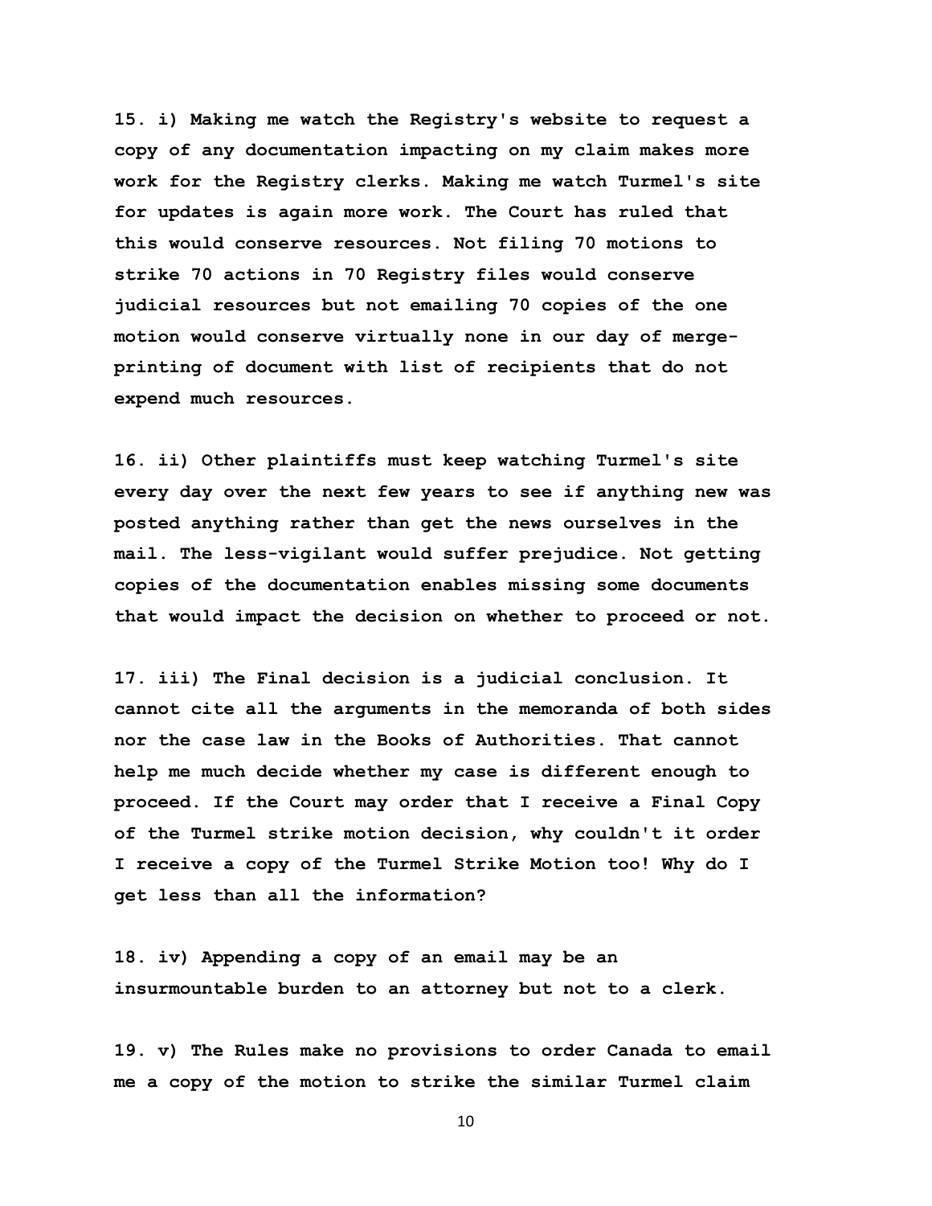**15. i) Making me watch the Registry's website to request a copy of any documentation impacting on my claim makes more work for the Registry clerks. Making me watch Turmel's site for updates is again more work. The Court has ruled that this would conserve resources. Not filing 70 motions to strike 70 actions in 70 Registry files would conserve judicial resources but not emailing 70 copies of the one motion would conserve virtually none in our day of merge-printing of document with list of recipients that do not expend much resources.**

**16. ii) Other plaintiffs must keep watching Turmel's site every day over the next few years to see if anything new was posted anything rather than get the news ourselves in the mail. The less-vigilant would suffer prejudice. Not getting copies of the documentation enables missing some documents that would impact the decision on whether to proceed or not.**

**17. iii) The Final decision is a judicial conclusion. It cannot cite all the arguments in the memoranda of both sides nor the case law in the Books of Authorities. That cannot help me much decide whether my case is different enough to proceed. If the Court may order that I receive a Final Copy of the Turmel strike motion decision, why couldn't it order I receive a copy of the Turmel Strike Motion too! Why do I get less than all the information?**

**18. iv) Appending a copy of an email may be an insurmountable burden to an attorney but not to a clerk.**

**19. v) The Rules make no provisions to order Canada to email me a copy of the motion to strike the similar Turmel claim**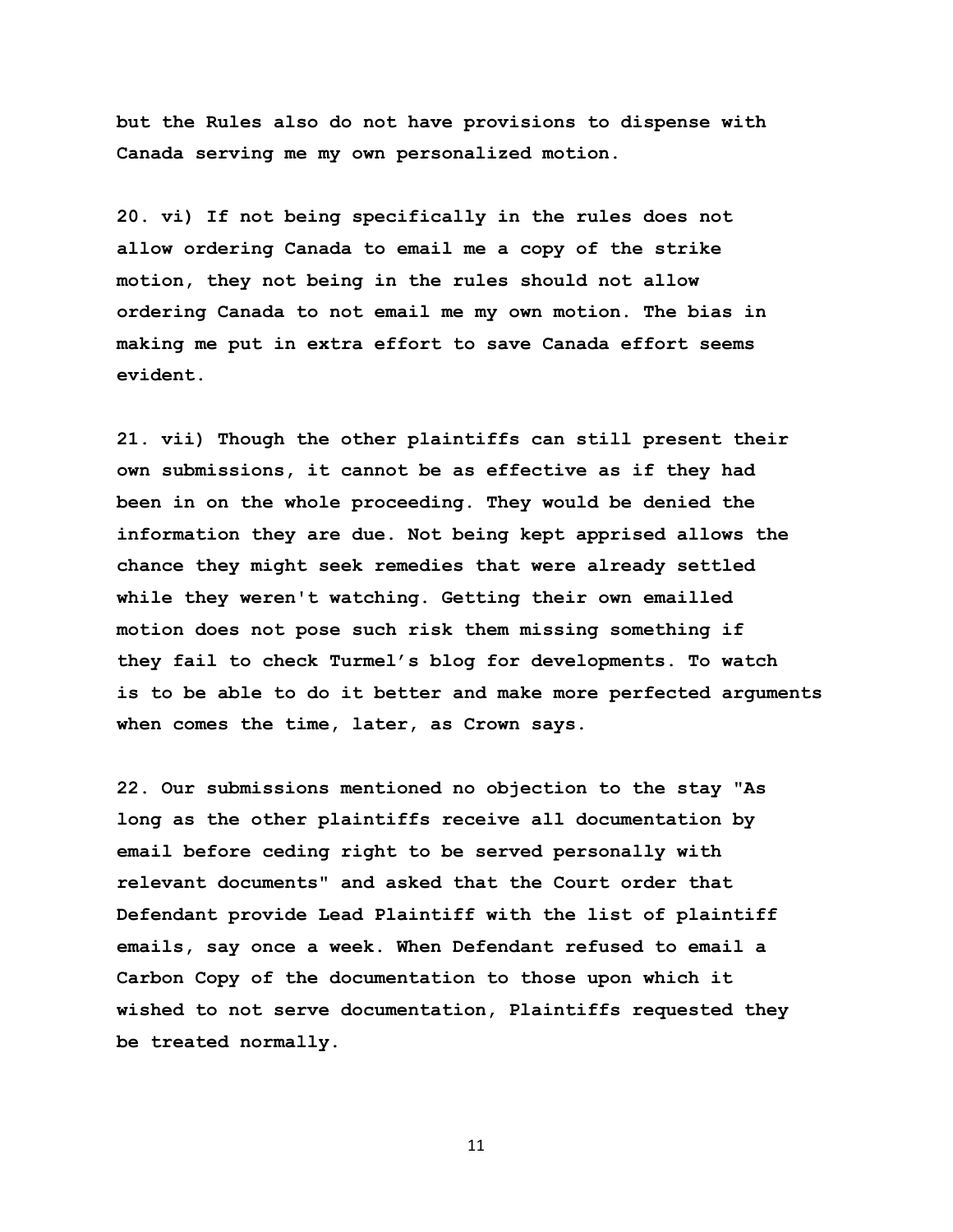**but the Rules also do not have provisions to dispense with Canada serving me my own personalized motion.**

**20. vi) If not being specifically in the rules does not allow ordering Canada to email me a copy of the strike motion, they not being in the rules should not allow ordering Canada to not email me my own motion. The bias in making me put in extra effort to save Canada effort seems evident.**

**21. vii) Though the other plaintiffs can still present their own submissions, it cannot be as effective as if they had been in on the whole proceeding. They would be denied the information they are due. Not being kept apprised allows the chance they might seek remedies that were already settled while they weren't watching. Getting their own emailled motion does not pose such risk them missing something if they fail to check Turmel's blog for developments. To watch is to be able to do it better and make more perfected arguments when comes the time, later, as Crown says.**

**22. Our submissions mentioned no objection to the stay "As long as the other plaintiffs receive all documentation by email before ceding right to be served personally with relevant documents" and asked that the Court order that Defendant provide Lead Plaintiff with the list of plaintiff emails, say once a week. When Defendant refused to email a Carbon Copy of the documentation to those upon which it wished to not serve documentation, Plaintiffs requested they be treated normally.**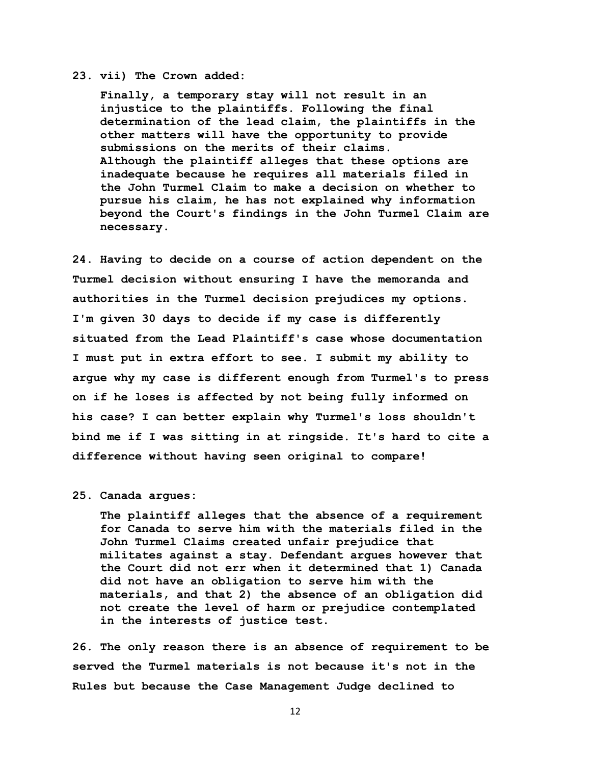**23. vii) The Crown added:**

> **Finally, a temporary stay will not result in an injustice to the plaintiffs. Following the final determination of the lead claim, the plaintiffs in the other matters will have the opportunity to provide submissions on the merits of their claims. Although the plaintiff alleges that these options are inadequate because he requires all materials filed in the John Turmel Claim to make a decision on whether to pursue his claim, he has not explained why information beyond the Court's findings in the John Turmel Claim are necessary.**

**24. Having to decide on a course of action dependent on the Turmel decision without ensuring I have the memoranda and authorities in the Turmel decision prejudices my options. I'm given 30 days to decide if my case is differently situated from the Lead Plaintiff's case whose documentation I must put in extra effort to see. I submit my ability to argue why my case is different enough from Turmel's to press on if he loses is affected by not being fully informed on his case? I can better explain why Turmel's loss shouldn't bind me if I was sitting in at ringside. It's hard to cite a difference without having seen original to compare!**

**25. Canada argues:**

> **The plaintiff alleges that the absence of a requirement for Canada to serve him with the materials filed in the John Turmel Claims created unfair prejudice that militates against a stay. Defendant argues however that the Court did not err when it determined that 1) Canada did not have an obligation to serve him with the materials, and that 2) the absence of an obligation did not create the level of harm or prejudice contemplated in the interests of justice test.**

**26. The only reason there is an absence of requirement to be served the Turmel materials is not because it's not in the Rules but because the Case Management Judge declined to**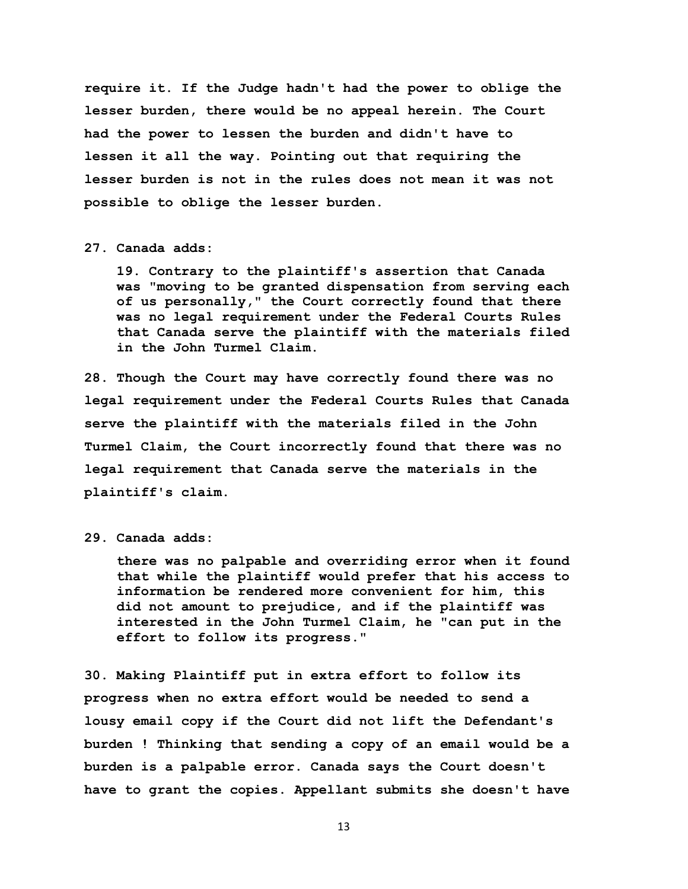**require it. If the Judge hadn't had the power to oblige the lesser burden, there would be no appeal herein. The Court had the power to lessen the burden and didn't have to lessen it all the way. Pointing out that requiring the lesser burden is not in the rules does not mean it was not possible to oblige the lesser burden.**

**27. Canada adds:**

> **19. Contrary to the plaintiff's assertion that Canada was "moving to be granted dispensation from serving each of us personally," the Court correctly found that there was no legal requirement under the Federal Courts Rules that Canada serve the plaintiff with the materials filed in the John Turmel Claim.**

**28. Though the Court may have correctly found there was no legal requirement under the Federal Courts Rules that Canada serve the plaintiff with the materials filed in the John Turmel Claim, the Court incorrectly found that there was no legal requirement that Canada serve the materials in the plaintiff's claim.**

**29. Canada adds:**

> **there was no palpable and overriding error when it found that while the plaintiff would prefer that his access to information be rendered more convenient for him, this did not amount to prejudice, and if the plaintiff was interested in the John Turmel Claim, he "can put in the effort to follow its progress."**

**30. Making Plaintiff put in extra effort to follow its progress when no extra effort would be needed to send a lousy email copy if the Court did not lift the Defendant's burden ! Thinking that sending a copy of an email would be a burden is a palpable error. Canada says the Court doesn't have to grant the copies. Appellant submits she doesn't have**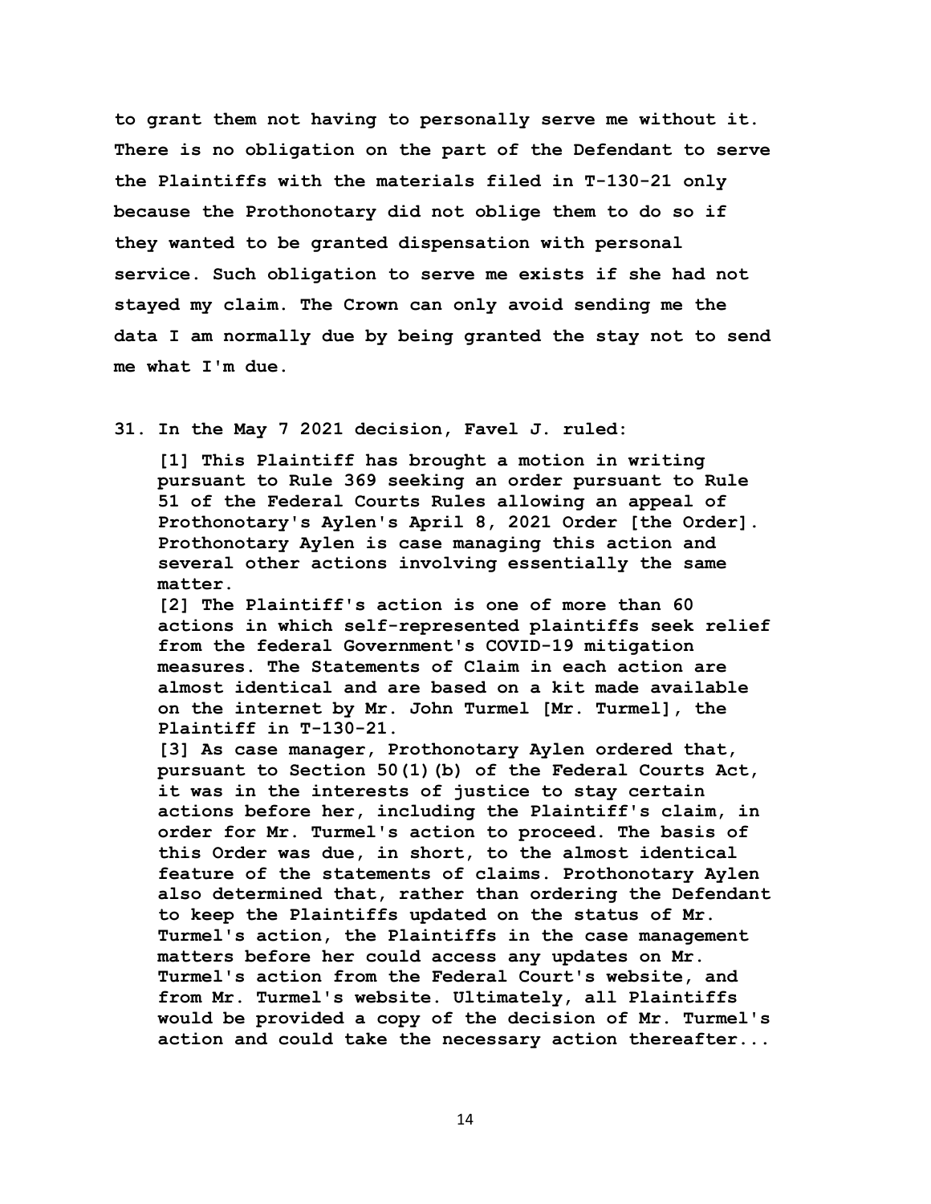**to grant them not having to personally serve me without it. There is no obligation on the part of the Defendant to serve the Plaintiffs with the materials filed in T-130-21 only because the Prothonotary did not oblige them to do so if they wanted to be granted dispensation with personal service. Such obligation to serve me exists if she had not stayed my claim. The Crown can only avoid sending me the data I am normally due by being granted the stay not to send me what I'm due.**

**31. In the May 7 2021 decision, Favel J. ruled:**

> **[1] This Plaintiff has brought a motion in writing pursuant to Rule 369 seeking an order pursuant to Rule 51 of the Federal Courts Rules allowing an appeal of Prothonotary's Aylen's April 8, 2021 Order [the Order]. Prothonotary Aylen is case managing this action and several other actions involving essentially the same matter.**
> **[2] The Plaintiff's action is one of more than 60 actions in which self-represented plaintiffs seek relief from the federal Government's COVID-19 mitigation measures. The Statements of Claim in each action are almost identical and are based on a kit made available on the internet by Mr. John Turmel [Mr. Turmel], the Plaintiff in T-130-21.**
> **[3] As case manager, Prothonotary Aylen ordered that, pursuant to Section 50(1)(b) of the Federal Courts Act, it was in the interests of justice to stay certain actions before her, including the Plaintiff's claim, in order for Mr. Turmel's action to proceed. The basis of this Order was due, in short, to the almost identical feature of the statements of claims. Prothonotary Aylen also determined that, rather than ordering the Defendant to keep the Plaintiffs updated on the status of Mr. Turmel's action, the Plaintiffs in the case management matters before her could access any updates on Mr. Turmel's action from the Federal Court's website, and from Mr. Turmel's website. Ultimately, all Plaintiffs would be provided a copy of the decision of Mr. Turmel's action and could take the necessary action thereafter...**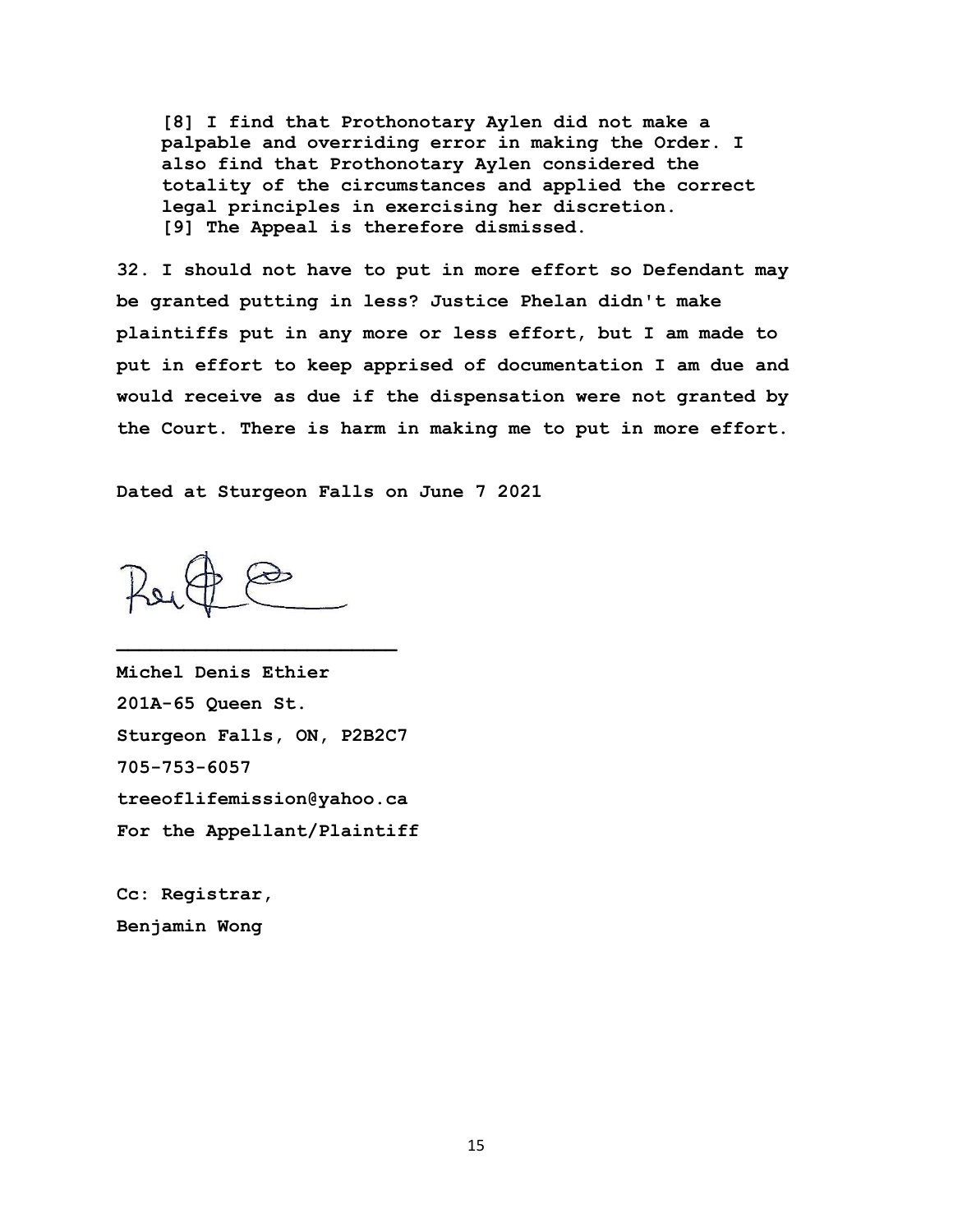> **[8] I find that Prothonotary Aylen did not make a palpable and overriding error in making the Order. I also find that Prothonotary Aylen considered the totality of the circumstances and applied the correct legal principles in exercising her discretion.**
> **[9] The Appeal is therefore dismissed.**

**32. I should not have to put in more effort so Defendant may be granted putting in less? Justice Phelan didn't make plaintiffs put in any more or less effort, but I am made to put in effort to keep apprised of documentation I am due and would receive as due if the dispensation were not granted by the Court. There is harm in making me to put in more effort.**

**Dated at Sturgeon Falls on June 7 2021**

\_\_\_\_\_\_\_\_\_\_\_\_\_\_\_\_\_\_\_\_\_\_\_\_\_

**Michel Denis Ethier**
**201A-65 Queen St.**
**Sturgeon Falls, ON, P2B2C7**
**705-753-6057**
**treeoflifemission@yahoo.ca**
**For the Appellant/Plaintiff**

**Cc: Registrar,**
**Benjamin Wong**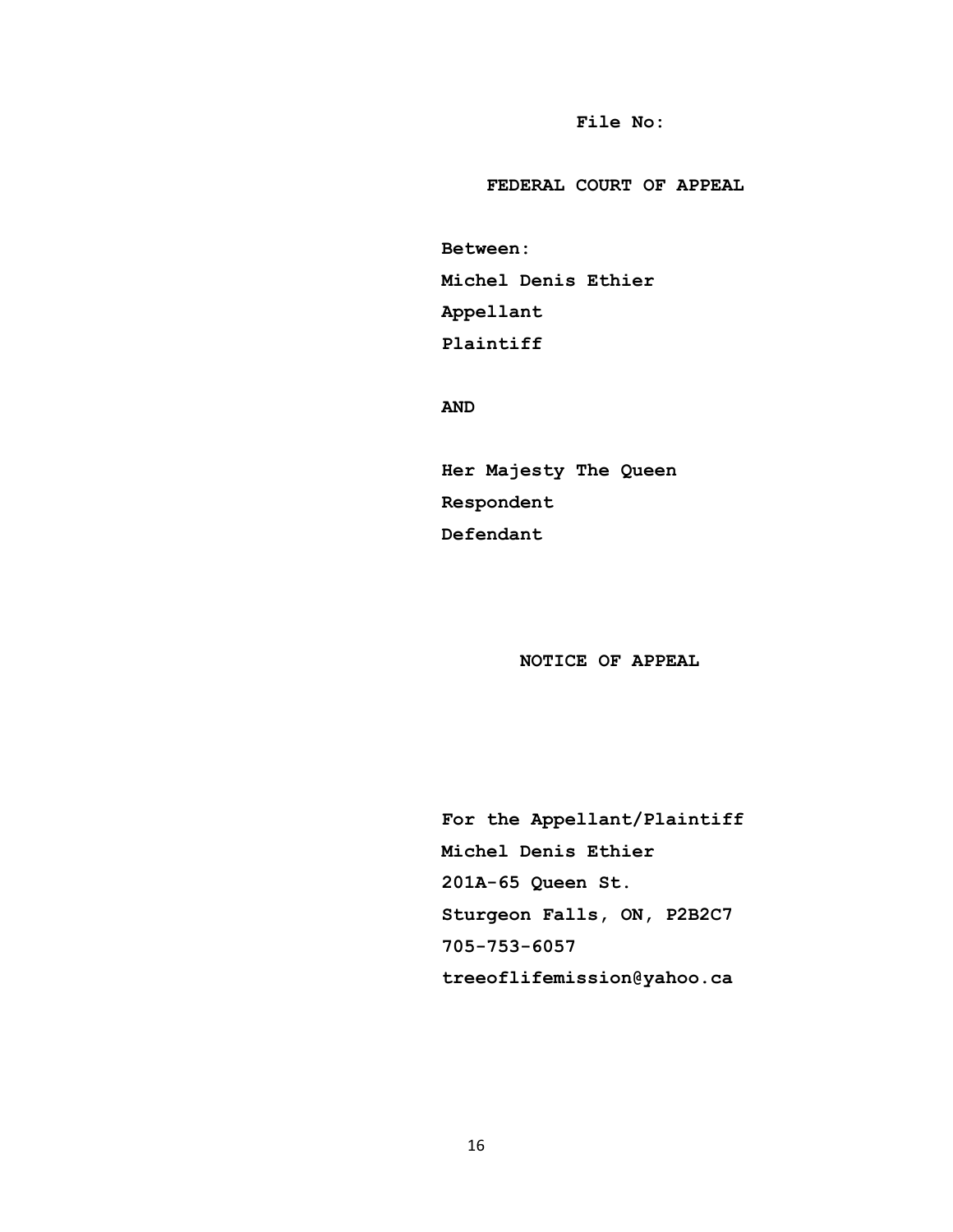**File No:**

**FEDERAL COURT OF APPEAL**

**Between:**

**Michel Denis Ethier**

**Appellant**

**Plaintiff**

**AND**

**Her Majesty The Queen**

**Respondent**

**Defendant**

# NOTICE OF APPEAL

**For the Appellant/Plaintiff**

**Michel Denis Ethier**

**201A-65 Queen St.**

**Sturgeon Falls, ON, P2B2C7**

**705-753-6057**

**treeoflifemission@yahoo.ca**